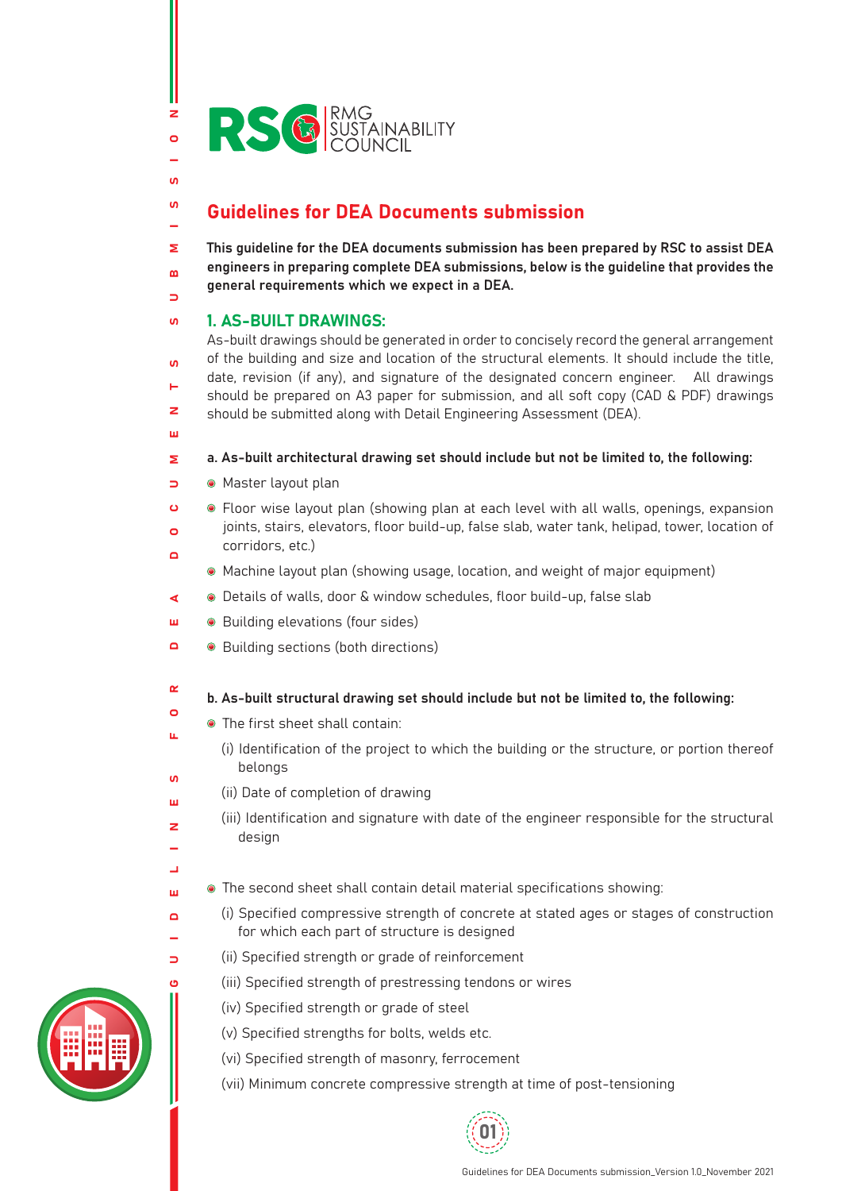# Guidelines for DEA Documents submission

**This guideline for the DEA documents submission has been prepared by RSC to assist DEA engineers in preparing complete DEA submissions, below is the guideline that provides the general requirements which we expect in a DEA.**

## 1. AS-BUILT DRAWINGS:

As-built drawings should be generated in order to concisely record the general arrangement of the building and size and location of the structural elements. It should include the title, date, revision (if any), and signature of the designated concern engineer. All drawings should be prepared on A3 paper for submission, and all soft copy (CAD & PDF) drawings should be submitted along with Detail Engineering Assessment (DEA).

**a. As-built architectural drawing set should include but not be limited to, the following:**

- Master layout plan
- Floor wise layout plan (showing plan at each level with all walls, openings, expansion joints, stairs, elevators, floor build-up, false slab, water tank, helipad, tower, location of corridors, etc.)
- Machine layout plan (showing usage, location, and weight of major equipment)
- Details of walls, door & window schedules, floor build-up, false slab
- Building elevations (four sides)
- Building sections (both directions)

**b. As-built structural drawing set should include but not be limited to, the following:**

- The first sheet shall contain:
  - (i) Identification of the project to which the building or the structure, or portion thereof belongs
  - (ii) Date of completion of drawing
  - (iii) Identification and signature with date of the engineer responsible for the structural design
- The second sheet shall contain detail material specifications showing:
  - (i) Specified compressive strength of concrete at stated ages or stages of construction for which each part of structure is designed
  - (ii) Specified strength or grade of reinforcement
  - (iii) Specified strength of prestressing tendons or wires
  - (iv) Specified strength or grade of steel
  - (v) Specified strengths for bolts, welds etc.
  - (vi) Specified strength of masonry, ferrocement
  - (vii) Minimum concrete compressive strength at time of post-tensioning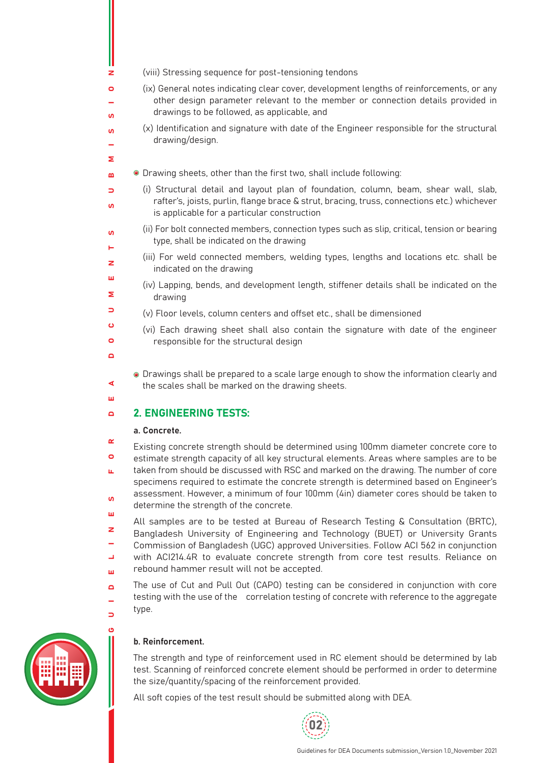(viii) Stressing sequence for post-tensioning tendons

(ix) General notes indicating clear cover, development lengths of reinforcements, or any other design parameter relevant to the member or connection details provided in drawings to be followed, as applicable, and

(x) Identification and signature with date of the Engineer responsible for the structural drawing/design.

- Drawing sheets, other than the first two, shall include following:

  (i) Structural detail and layout plan of foundation, column, beam, shear wall, slab, rafter's, joists, purlin, flange brace & strut, bracing, truss, connections etc.) whichever is applicable for a particular construction

  (ii) For bolt connected members, connection types such as slip, critical, tension or bearing type, shall be indicated on the drawing

  (iii) For weld connected members, welding types, lengths and locations etc. shall be indicated on the drawing

  (iv) Lapping, bends, and development length, stiffener details shall be indicated on the drawing

  (v) Floor levels, column centers and offset etc., shall be dimensioned

  (vi) Each drawing sheet shall also contain the signature with date of the engineer responsible for the structural design

- Drawings shall be prepared to a scale large enough to show the information clearly and the scales shall be marked on the drawing sheets.

## 2. ENGINEERING TESTS:

**a. Concrete.**

Existing concrete strength should be determined using 100mm diameter concrete core to estimate strength capacity of all key structural elements. Areas where samples are to be taken from should be discussed with RSC and marked on the drawing. The number of core specimens required to estimate the concrete strength is determined based on Engineer's assessment. However, a minimum of four 100mm (4in) diameter cores should be taken to determine the strength of the concrete.

All samples are to be tested at Bureau of Research Testing & Consultation (BRTC), Bangladesh University of Engineering and Technology (BUET) or University Grants Commission of Bangladesh (UGC) approved Universities. Follow ACI 562 in conjunction with ACI214.4R to evaluate concrete strength from core test results. Reliance on rebound hammer result will not be accepted.

The use of Cut and Pull Out (CAPO) testing can be considered in conjunction with core testing with the use of the correlation testing of concrete with reference to the aggregate type.

**b. Reinforcement.**

The strength and type of reinforcement used in RC element should be determined by lab test. Scanning of reinforced concrete element should be performed in order to determine the size/quantity/spacing of the reinforcement provided.

All soft copies of the test result should be submitted along with DEA.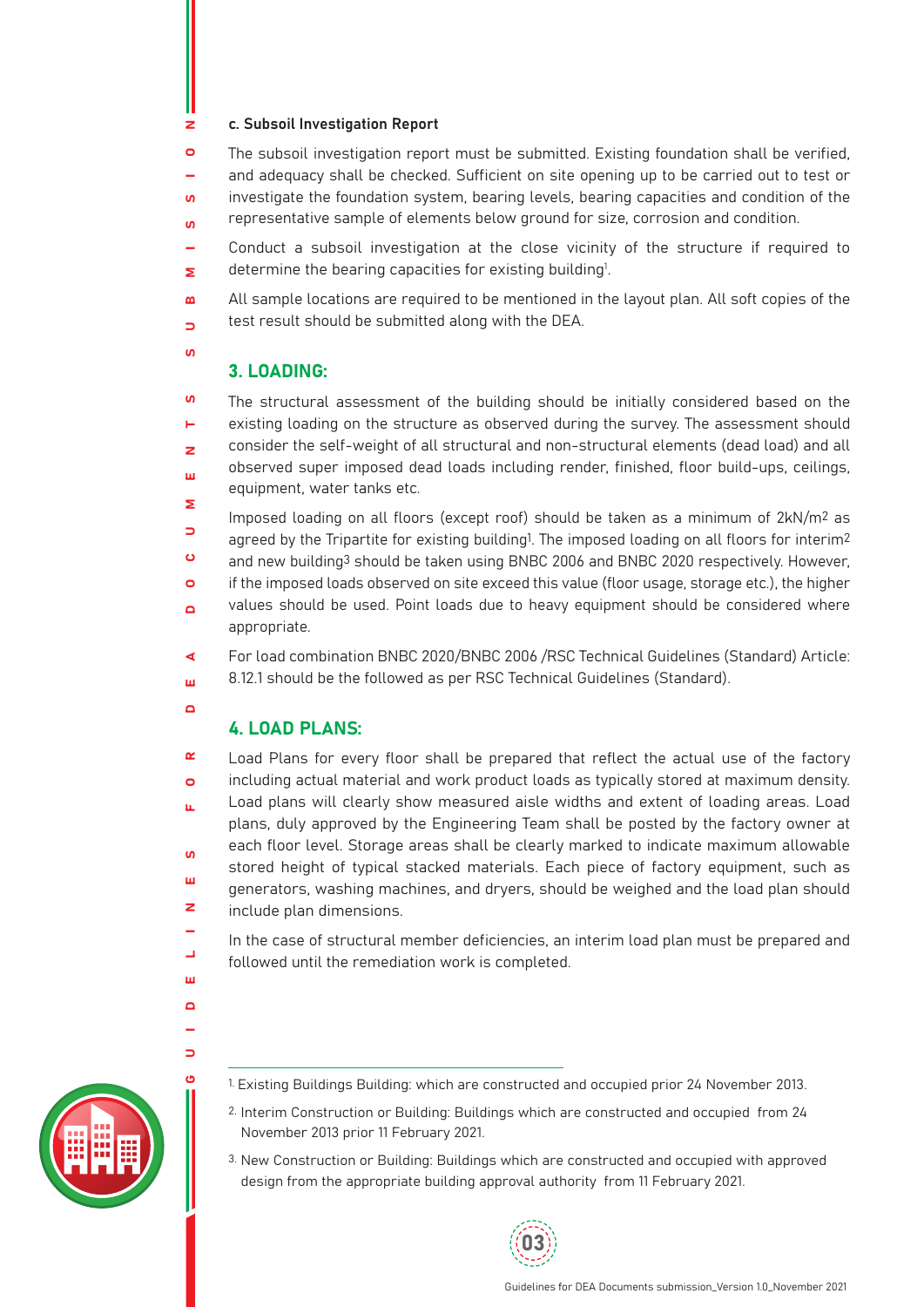### c. Subsoil Investigation Report

The subsoil investigation report must be submitted. Existing foundation shall be verified, and adequacy shall be checked. Sufficient on site opening up to be carried out to test or investigate the foundation system, bearing levels, bearing capacities and condition of the representative sample of elements below ground for size, corrosion and condition.

Conduct a subsoil investigation at the close vicinity of the structure if required to determine the bearing capacities for existing building[1].

All sample locations are required to be mentioned in the layout plan. All soft copies of the test result should be submitted along with the DEA.

## 3. LOADING:

The structural assessment of the building should be initially considered based on the existing loading on the structure as observed during the survey. The assessment should consider the self-weight of all structural and non-structural elements (dead load) and all observed super imposed dead loads including render, finished, floor build-ups, ceilings, equipment, water tanks etc.

Imposed loading on all floors (except roof) should be taken as a minimum of 2kN/m$^2$ as agreed by the Tripartite for existing building[1]. The imposed loading on all floors for interim[2] and new building[3] should be taken using BNBC 2006 and BNBC 2020 respectively. However, if the imposed loads observed on site exceed this value (floor usage, storage etc.), the higher values should be used. Point loads due to heavy equipment should be considered where appropriate.

For load combination BNBC 2020/BNBC 2006 /RSC Technical Guidelines (Standard) Article: 8.12.1 should be the followed as per RSC Technical Guidelines (Standard).

## 4. LOAD PLANS:

Load Plans for every floor shall be prepared that reflect the actual use of the factory including actual material and work product loads as typically stored at maximum density. Load plans will clearly show measured aisle widths and extent of loading areas. Load plans, duly approved by the Engineering Team shall be posted by the factory owner at each floor level. Storage areas shall be clearly marked to indicate maximum allowable stored height of typical stacked materials. Each piece of factory equipment, such as generators, washing machines, and dryers, should be weighed and the load plan should include plan dimensions.

In the case of structural member deficiencies, an interim load plan must be prepared and followed until the remediation work is completed.

---

[1] Existing Buildings Building: which are constructed and occupied prior 24 November 2013.

[2] Interim Construction or Building: Buildings which are constructed and occupied from 24 November 2013 prior 11 February 2021.

[3] New Construction or Building: Buildings which are constructed and occupied with approved design from the appropriate building approval authority from 11 February 2021.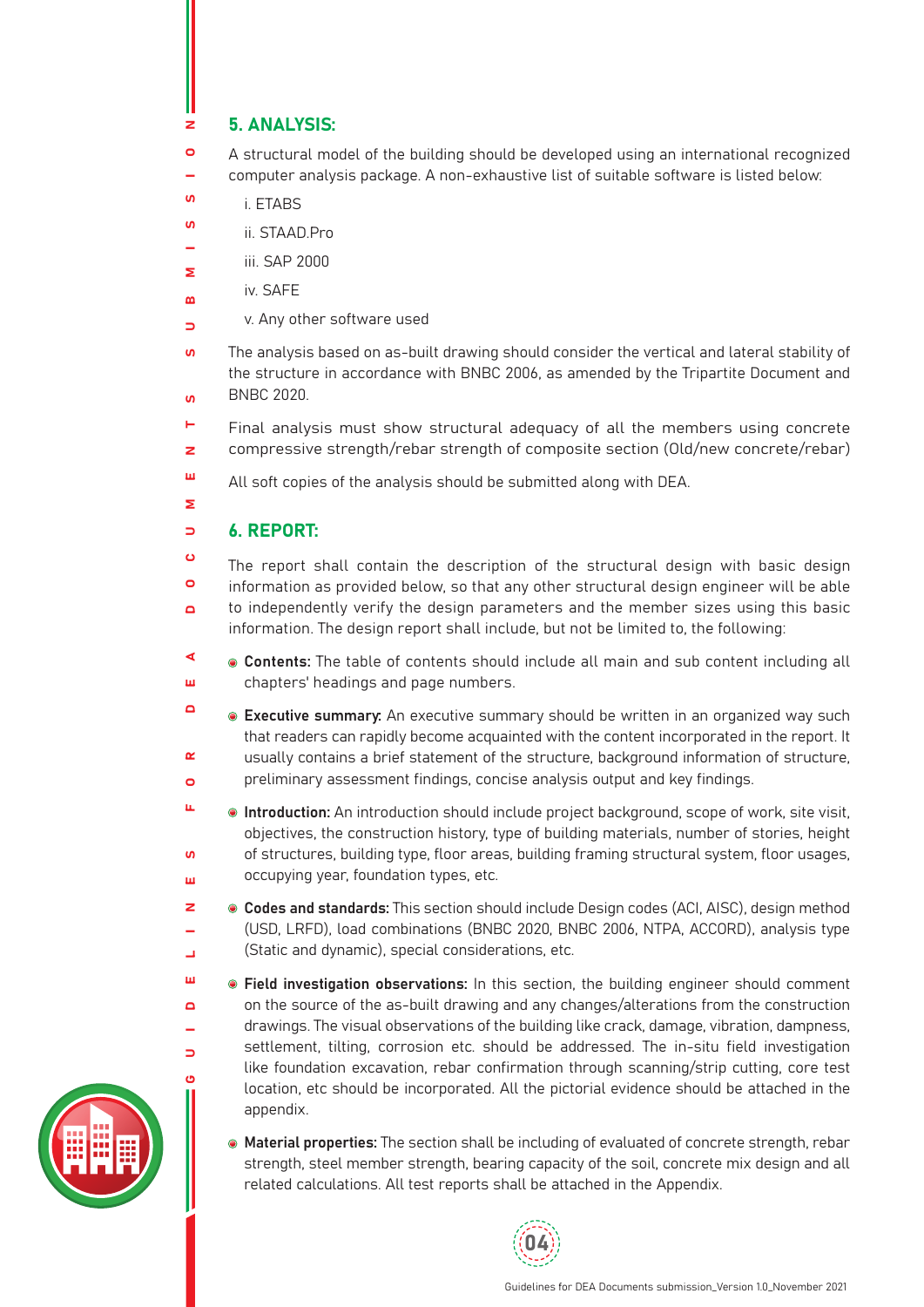## 5. ANALYSIS:

A structural model of the building should be developed using an international recognized computer analysis package. A non-exhaustive list of suitable software is listed below:

i. ETABS

ii. STAAD.Pro

iii. SAP 2000

iv. SAFE

v. Any other software used

The analysis based on as-built drawing should consider the vertical and lateral stability of the structure in accordance with BNBC 2006, as amended by the Tripartite Document and BNBC 2020.

Final analysis must show structural adequacy of all the members using concrete compressive strength/rebar strength of composite section (Old/new concrete/rebar)

All soft copies of the analysis should be submitted along with DEA.

## 6. REPORT:

The report shall contain the description of the structural design with basic design information as provided below, so that any other structural design engineer will be able to independently verify the design parameters and the member sizes using this basic information. The design report shall include, but not be limited to, the following:

- **Contents:** The table of contents should include all main and sub content including all chapters' headings and page numbers.
- **Executive summary:** An executive summary should be written in an organized way such that readers can rapidly become acquainted with the content incorporated in the report. It usually contains a brief statement of the structure, background information of structure, preliminary assessment findings, concise analysis output and key findings.
- **Introduction:** An introduction should include project background, scope of work, site visit, objectives, the construction history, type of building materials, number of stories, height of structures, building type, floor areas, building framing structural system, floor usages, occupying year, foundation types, etc.
- **Codes and standards:** This section should include Design codes (ACI, AISC), design method (USD, LRFD), load combinations (BNBC 2020, BNBC 2006, NTPA, ACCORD), analysis type (Static and dynamic), special considerations, etc.
- **Field investigation observations:** In this section, the building engineer should comment on the source of the as-built drawing and any changes/alterations from the construction drawings. The visual observations of the building like crack, damage, vibration, dampness, settlement, tilting, corrosion etc. should be addressed. The in-situ field investigation like foundation excavation, rebar confirmation through scanning/strip cutting, core test location, etc should be incorporated. All the pictorial evidence should be attached in the appendix.
- **Material properties:** The section shall be including of evaluated of concrete strength, rebar strength, steel member strength, bearing capacity of the soil, concrete mix design and all related calculations. All test reports shall be attached in the Appendix.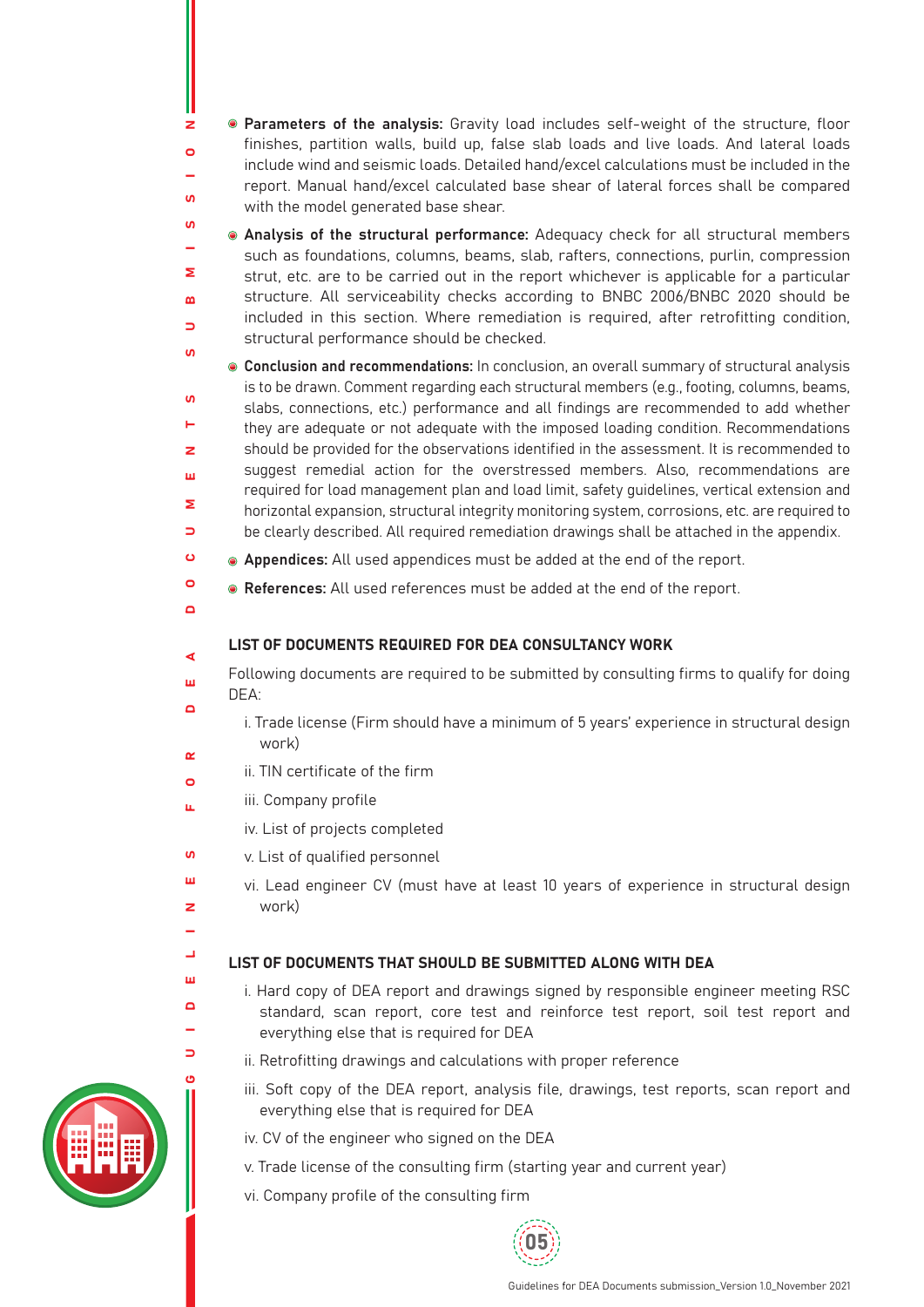- **Parameters of the analysis:** Gravity load includes self-weight of the structure, floor finishes, partition walls, build up, false slab loads and live loads. And lateral loads include wind and seismic loads. Detailed hand/excel calculations must be included in the report. Manual hand/excel calculated base shear of lateral forces shall be compared with the model generated base shear.
- **Analysis of the structural performance:** Adequacy check for all structural members such as foundations, columns, beams, slab, rafters, connections, purlin, compression strut, etc. are to be carried out in the report whichever is applicable for a particular structure. All serviceability checks according to BNBC 2006/BNBC 2020 should be included in this section. Where remediation is required, after retrofitting condition, structural performance should be checked.
- **Conclusion and recommendations:** In conclusion, an overall summary of structural analysis is to be drawn. Comment regarding each structural members (e.g., footing, columns, beams, slabs, connections, etc.) performance and all findings are recommended to add whether they are adequate or not adequate with the imposed loading condition. Recommendations should be provided for the observations identified in the assessment. It is recommended to suggest remedial action for the overstressed members. Also, recommendations are required for load management plan and load limit, safety guidelines, vertical extension and horizontal expansion, structural integrity monitoring system, corrosions, etc. are required to be clearly described. All required remediation drawings shall be attached in the appendix.
- **Appendices:** All used appendices must be added at the end of the report.
- **References:** All used references must be added at the end of the report.

## LIST OF DOCUMENTS REQUIRED FOR DEA CONSULTANCY WORK

Following documents are required to be submitted by consulting firms to qualify for doing DEA:

i. Trade license (Firm should have a minimum of 5 years' experience in structural design work)

ii. TIN certificate of the firm

iii. Company profile

iv. List of projects completed

v. List of qualified personnel

vi. Lead engineer CV (must have at least 10 years of experience in structural design work)

## LIST OF DOCUMENTS THAT SHOULD BE SUBMITTED ALONG WITH DEA

i. Hard copy of DEA report and drawings signed by responsible engineer meeting RSC standard, scan report, core test and reinforce test report, soil test report and everything else that is required for DEA

ii. Retrofitting drawings and calculations with proper reference

iii. Soft copy of the DEA report, analysis file, drawings, test reports, scan report and everything else that is required for DEA

iv. CV of the engineer who signed on the DEA

v. Trade license of the consulting firm (starting year and current year)

vi. Company profile of the consulting firm